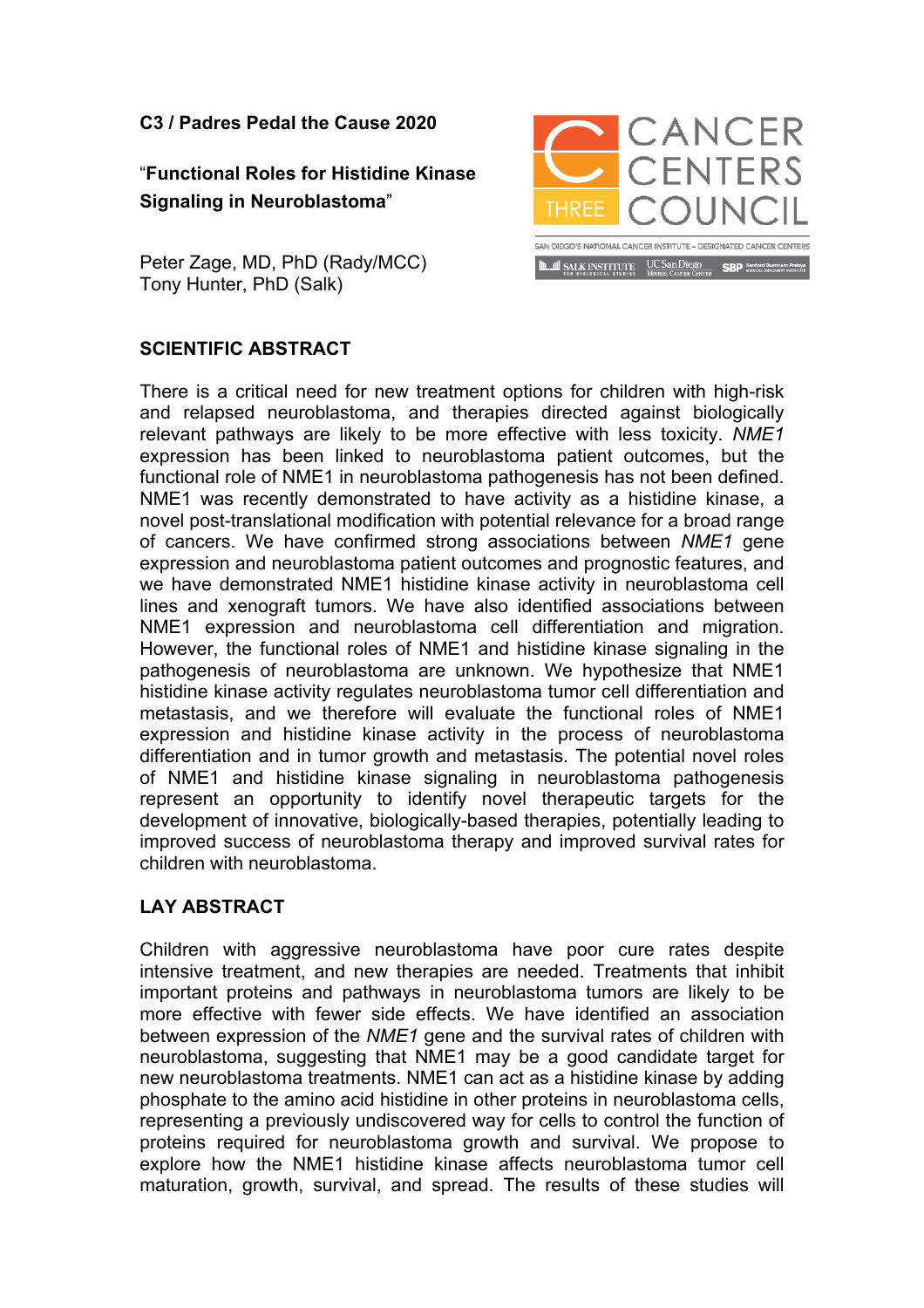**C3 / Padres Pedal the Cause 2020**

"**Functional Roles for Histidine Kinase Signaling in Neuroblastoma**"

Peter Zage, MD, PhD (Rady/MCC)
Tony Hunter, PhD (Salk)

CANCER CENTERS COUNCIL
THREE
SAN DIEGO'S NATIONAL CANCER INSTITUTE – DESIGNATED CANCER CENTERS
SALK INSTITUTE FOR BIOLOGICAL STUDIES | UC San Diego Moores Cancer Center | SBP Sanford Burnham Prebys Medical Discovery Institute

## SCIENTIFIC ABSTRACT

There is a critical need for new treatment options for children with high-risk and relapsed neuroblastoma, and therapies directed against biologically relevant pathways are likely to be more effective with less toxicity. *NME1* expression has been linked to neuroblastoma patient outcomes, but the functional role of NME1 in neuroblastoma pathogenesis has not been defined. NME1 was recently demonstrated to have activity as a histidine kinase, a novel post-translational modification with potential relevance for a broad range of cancers. We have confirmed strong associations between *NME1* gene expression and neuroblastoma patient outcomes and prognostic features, and we have demonstrated NME1 histidine kinase activity in neuroblastoma cell lines and xenograft tumors. We have also identified associations between NME1 expression and neuroblastoma cell differentiation and migration. However, the functional roles of NME1 and histidine kinase signaling in the pathogenesis of neuroblastoma are unknown. We hypothesize that NME1 histidine kinase activity regulates neuroblastoma tumor cell differentiation and metastasis, and we therefore will evaluate the functional roles of NME1 expression and histidine kinase activity in the process of neuroblastoma differentiation and in tumor growth and metastasis. The potential novel roles of NME1 and histidine kinase signaling in neuroblastoma pathogenesis represent an opportunity to identify novel therapeutic targets for the development of innovative, biologically-based therapies, potentially leading to improved success of neuroblastoma therapy and improved survival rates for children with neuroblastoma.

## LAY ABSTRACT

Children with aggressive neuroblastoma have poor cure rates despite intensive treatment, and new therapies are needed. Treatments that inhibit important proteins and pathways in neuroblastoma tumors are likely to be more effective with fewer side effects. We have identified an association between expression of the *NME1* gene and the survival rates of children with neuroblastoma, suggesting that NME1 may be a good candidate target for new neuroblastoma treatments. NME1 can act as a histidine kinase by adding phosphate to the amino acid histidine in other proteins in neuroblastoma cells, representing a previously undiscovered way for cells to control the function of proteins required for neuroblastoma growth and survival. We propose to explore how the NME1 histidine kinase affects neuroblastoma tumor cell maturation, growth, survival, and spread. The results of these studies will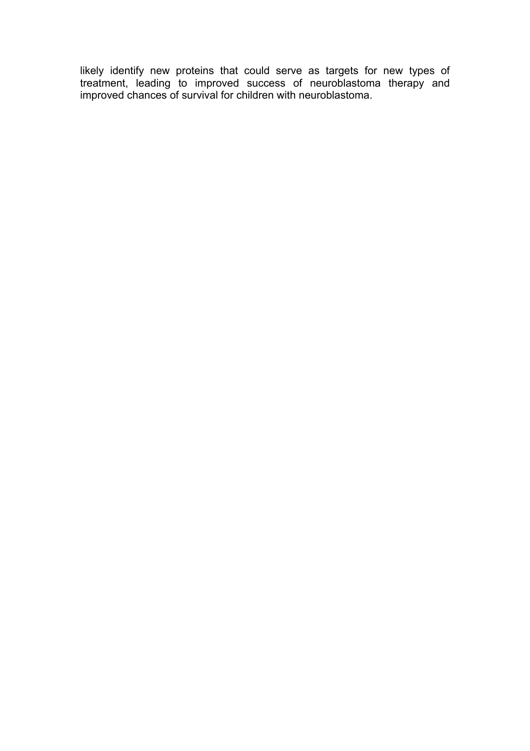likely identify new proteins that could serve as targets for new types of treatment, leading to improved success of neuroblastoma therapy and improved chances of survival for children with neuroblastoma.